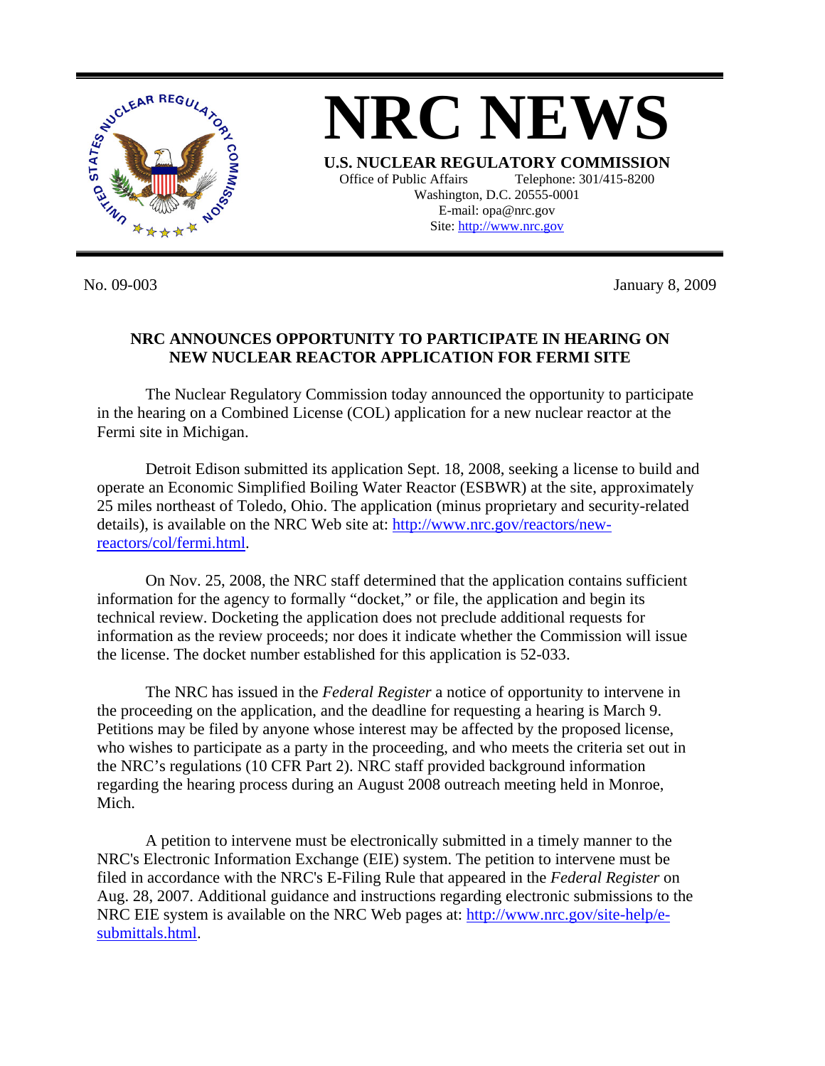# NRC NEWS

**U.S. NUCLEAR REGULATORY COMMISSION**

Office of Public Affairs Telephone: 301/415-8200
Washington, D.C. 20555-0001
E-mail: opa@nrc.gov
Site: http://www.nrc.gov

No. 09-003 January 8, 2009

## NRC ANNOUNCES OPPORTUNITY TO PARTICIPATE IN HEARING ON NEW NUCLEAR REACTOR APPLICATION FOR FERMI SITE

The Nuclear Regulatory Commission today announced the opportunity to participate in the hearing on a Combined License (COL) application for a new nuclear reactor at the Fermi site in Michigan.

Detroit Edison submitted its application Sept. 18, 2008, seeking a license to build and operate an Economic Simplified Boiling Water Reactor (ESBWR) at the site, approximately 25 miles northeast of Toledo, Ohio. The application (minus proprietary and security-related details), is available on the NRC Web site at: http://www.nrc.gov/reactors/new-reactors/col/fermi.html.

On Nov. 25, 2008, the NRC staff determined that the application contains sufficient information for the agency to formally "docket," or file, the application and begin its technical review. Docketing the application does not preclude additional requests for information as the review proceeds; nor does it indicate whether the Commission will issue the license. The docket number established for this application is 52-033.

The NRC has issued in the *Federal Register* a notice of opportunity to intervene in the proceeding on the application, and the deadline for requesting a hearing is March 9. Petitions may be filed by anyone whose interest may be affected by the proposed license, who wishes to participate as a party in the proceeding, and who meets the criteria set out in the NRC's regulations (10 CFR Part 2). NRC staff provided background information regarding the hearing process during an August 2008 outreach meeting held in Monroe, Mich.

A petition to intervene must be electronically submitted in a timely manner to the NRC's Electronic Information Exchange (EIE) system. The petition to intervene must be filed in accordance with the NRC's E-Filing Rule that appeared in the *Federal Register* on Aug. 28, 2007. Additional guidance and instructions regarding electronic submissions to the NRC EIE system is available on the NRC Web pages at: http://www.nrc.gov/site-help/e-submittals.html.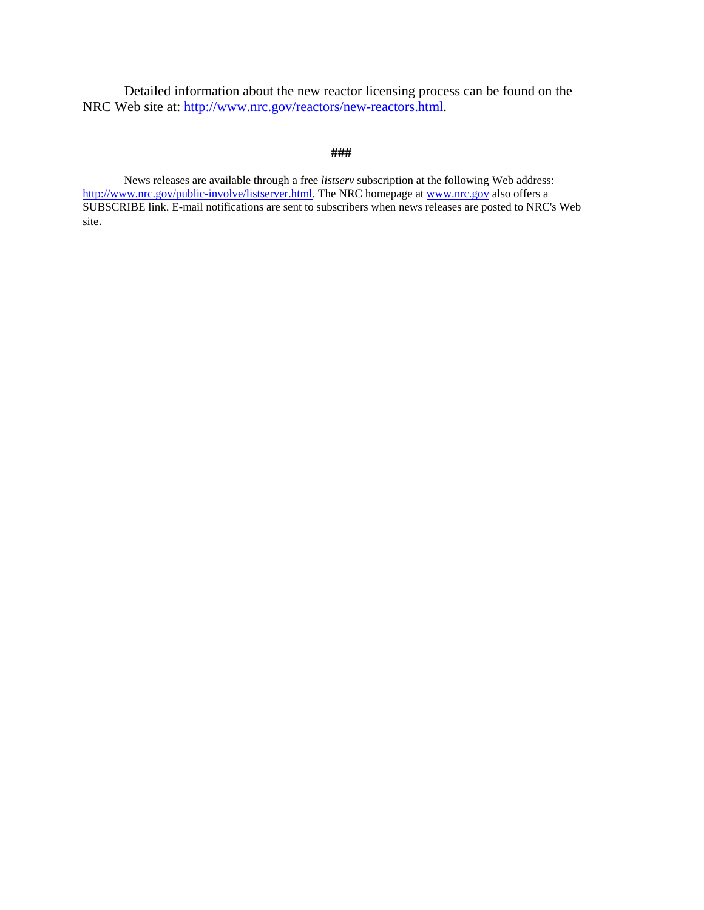Detailed information about the new reactor licensing process can be found on the NRC Web site at: http://www.nrc.gov/reactors/new-reactors.html.

###

News releases are available through a free *listserv* subscription at the following Web address: http://www.nrc.gov/public-involve/listserver.html. The NRC homepage at www.nrc.gov also offers a SUBSCRIBE link. E-mail notifications are sent to subscribers when news releases are posted to NRC's Web site.